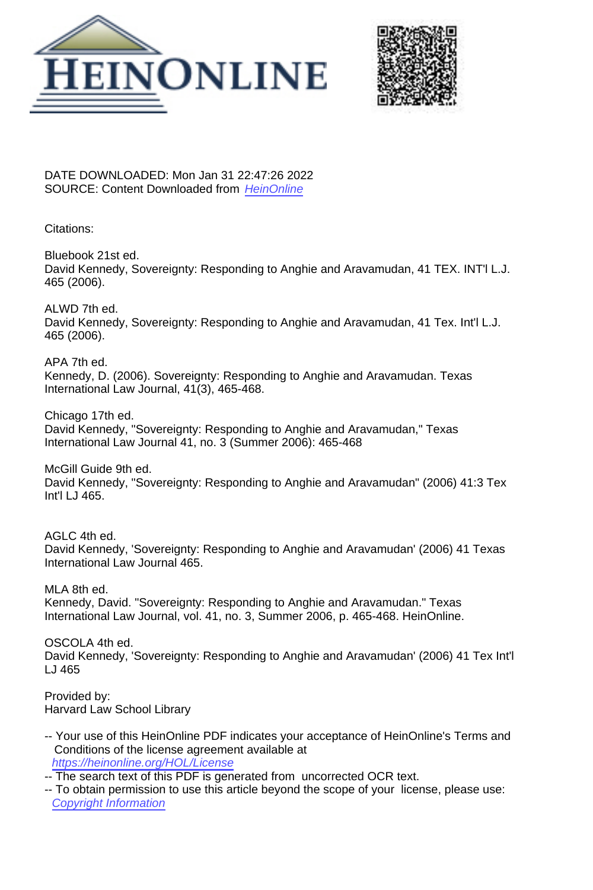DATE DOWNLOADED: Mon Jan 31 22:47:26 2022
SOURCE: Content Downloaded from HeinOnline

Citations:

Bluebook 21st ed.
David Kennedy, Sovereignty: Responding to Anghie and Aravamudan, 41 TEX. INT'l L.J. 465 (2006).

ALWD 7th ed.
David Kennedy, Sovereignty: Responding to Anghie and Aravamudan, 41 Tex. Int'l L.J. 465 (2006).

APA 7th ed.
Kennedy, D. (2006). Sovereignty: Responding to Anghie and Aravamudan. Texas International Law Journal, 41(3), 465-468.

Chicago 17th ed.
David Kennedy, "Sovereignty: Responding to Anghie and Aravamudan," Texas International Law Journal 41, no. 3 (Summer 2006): 465-468

McGill Guide 9th ed.
David Kennedy, "Sovereignty: Responding to Anghie and Aravamudan" (2006) 41:3 Tex Int'l LJ 465.

AGLC 4th ed.
David Kennedy, 'Sovereignty: Responding to Anghie and Aravamudan' (2006) 41 Texas International Law Journal 465.

MLA 8th ed.
Kennedy, David. "Sovereignty: Responding to Anghie and Aravamudan." Texas International Law Journal, vol. 41, no. 3, Summer 2006, p. 465-468. HeinOnline.

OSCOLA 4th ed.
David Kennedy, 'Sovereignty: Responding to Anghie and Aravamudan' (2006) 41 Tex Int'l LJ 465

Provided by:
Harvard Law School Library

-- Your use of this HeinOnline PDF indicates your acceptance of HeinOnline's Terms and Conditions of the license agreement available at https://heinonline.org/HOL/License
-- The search text of this PDF is generated from uncorrected OCR text.
-- To obtain permission to use this article beyond the scope of your license, please use: Copyright Information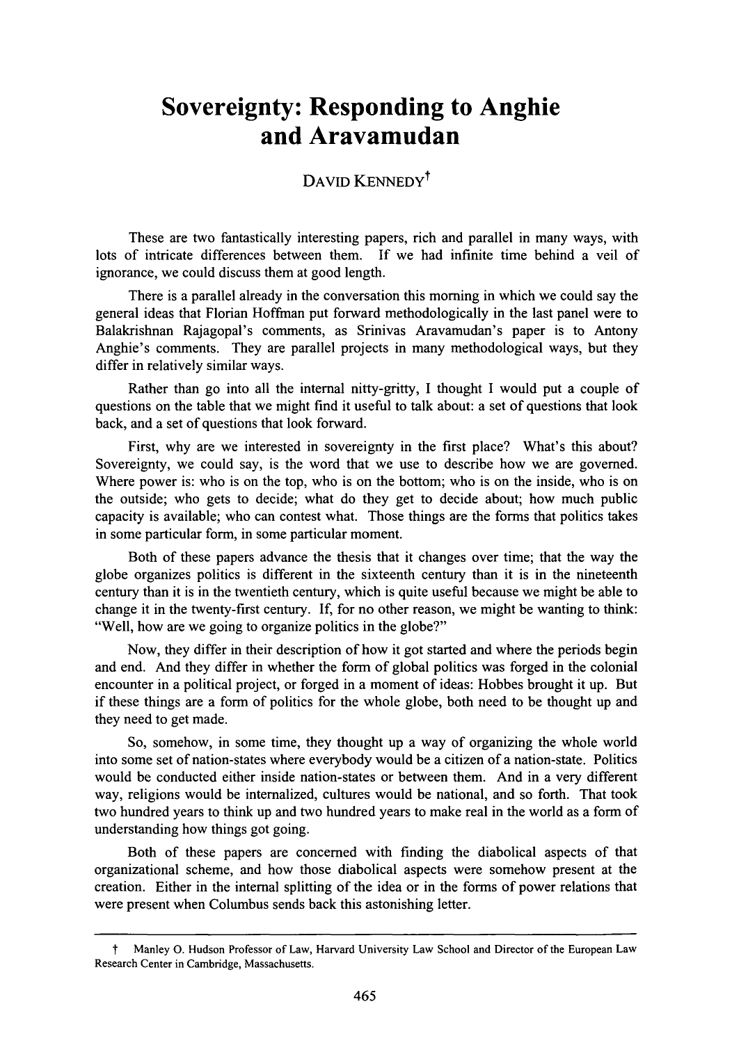# Sovereignty: Responding to Anghie and Aravamudan

DAVID KENNEDY[†]

These are two fantastically interesting papers, rich and parallel in many ways, with lots of intricate differences between them. If we had infinite time behind a veil of ignorance, we could discuss them at good length.

There is a parallel already in the conversation this morning in which we could say the general ideas that Florian Hoffman put forward methodologically in the last panel were to Balakrishnan Rajagopal's comments, as Srinivas Aravamudan's paper is to Antony Anghie's comments. They are parallel projects in many methodological ways, but they differ in relatively similar ways.

Rather than go into all the internal nitty-gritty, I thought I would put a couple of questions on the table that we might find it useful to talk about: a set of questions that look back, and a set of questions that look forward.

First, why are we interested in sovereignty in the first place? What's this about? Sovereignty, we could say, is the word that we use to describe how we are governed. Where power is: who is on the top, who is on the bottom; who is on the inside, who is on the outside; who gets to decide; what do they get to decide about; how much public capacity is available; who can contest what. Those things are the forms that politics takes in some particular form, in some particular moment.

Both of these papers advance the thesis that it changes over time; that the way the globe organizes politics is different in the sixteenth century than it is in the nineteenth century than it is in the twentieth century, which is quite useful because we might be able to change it in the twenty-first century. If, for no other reason, we might be wanting to think: "Well, how are we going to organize politics in the globe?"

Now, they differ in their description of how it got started and where the periods begin and end. And they differ in whether the form of global politics was forged in the colonial encounter in a political project, or forged in a moment of ideas: Hobbes brought it up. But if these things are a form of politics for the whole globe, both need to be thought up and they need to get made.

So, somehow, in some time, they thought up a way of organizing the whole world into some set of nation-states where everybody would be a citizen of a nation-state. Politics would be conducted either inside nation-states or between them. And in a very different way, religions would be internalized, cultures would be national, and so forth. That took two hundred years to think up and two hundred years to make real in the world as a form of understanding how things got going.

Both of these papers are concerned with finding the diabolical aspects of that organizational scheme, and how those diabolical aspects were somehow present at the creation. Either in the internal splitting of the idea or in the forms of power relations that were present when Columbus sends back this astonishing letter.

---

[†] Manley O. Hudson Professor of Law, Harvard University Law School and Director of the European Law Research Center in Cambridge, Massachusetts.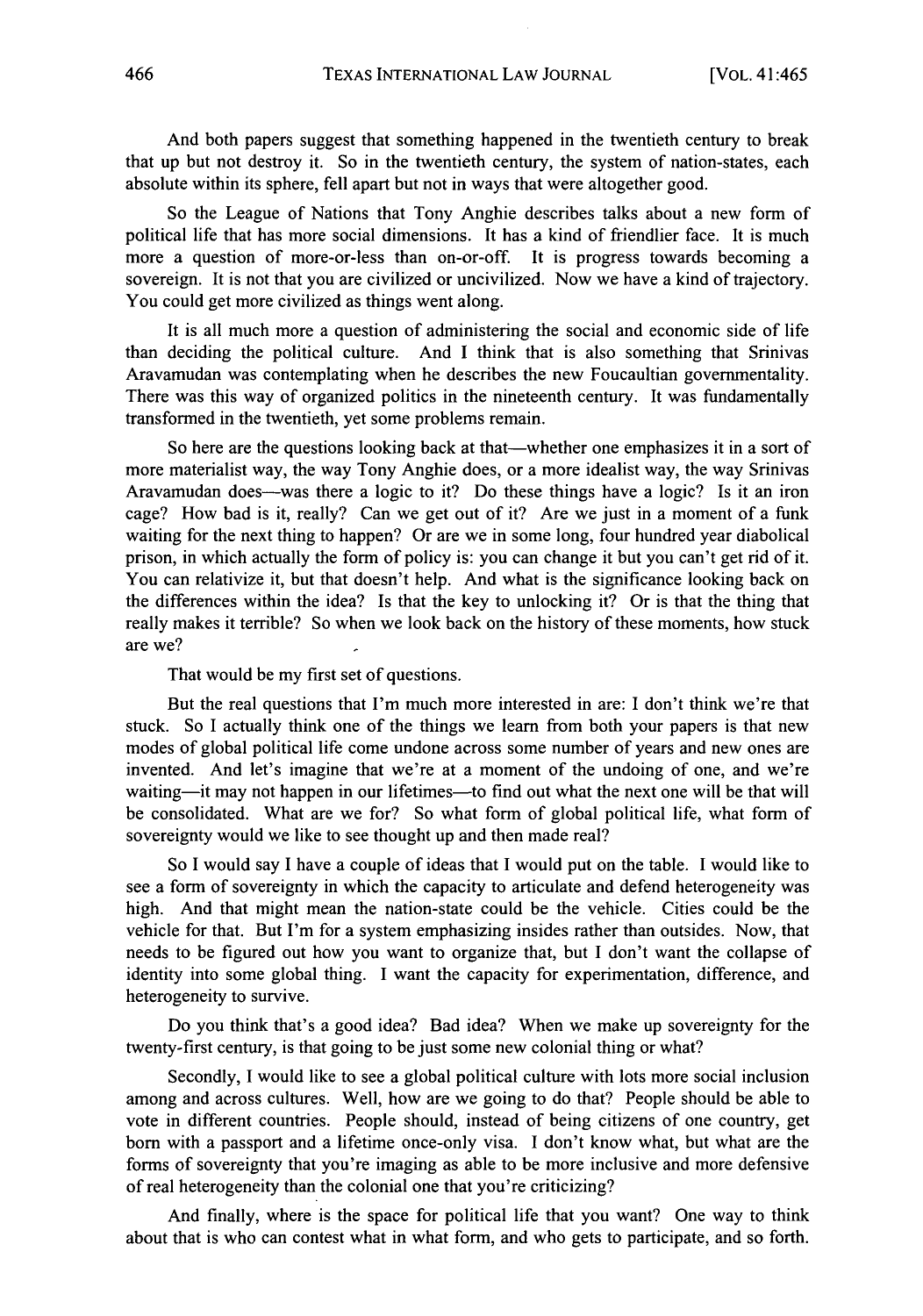And both papers suggest that something happened in the twentieth century to break that up but not destroy it. So in the twentieth century, the system of nation-states, each absolute within its sphere, fell apart but not in ways that were altogether good.

So the League of Nations that Tony Anghie describes talks about a new form of political life that has more social dimensions. It has a kind of friendlier face. It is much more a question of more-or-less than on-or-off. It is progress towards becoming a sovereign. It is not that you are civilized or uncivilized. Now we have a kind of trajectory. You could get more civilized as things went along.

It is all much more a question of administering the social and economic side of life than deciding the political culture. And I think that is also something that Srinivas Aravamudan was contemplating when he describes the new Foucaultian governmentality. There was this way of organized politics in the nineteenth century. It was fundamentally transformed in the twentieth, yet some problems remain.

So here are the questions looking back at that—whether one emphasizes it in a sort of more materialist way, the way Tony Anghie does, or a more idealist way, the way Srinivas Aravamudan does—was there a logic to it? Do these things have a logic? Is it an iron cage? How bad is it, really? Can we get out of it? Are we just in a moment of a funk waiting for the next thing to happen? Or are we in some long, four hundred year diabolical prison, in which actually the form of policy is: you can change it but you can't get rid of it. You can relativize it, but that doesn't help. And what is the significance looking back on the differences within the idea? Is that the key to unlocking it? Or is that the thing that really makes it terrible? So when we look back on the history of these moments, how stuck are we?

That would be my first set of questions.

But the real questions that I'm much more interested in are: I don't think we're that stuck. So I actually think one of the things we learn from both your papers is that new modes of global political life come undone across some number of years and new ones are invented. And let's imagine that we're at a moment of the undoing of one, and we're waiting—it may not happen in our lifetimes—to find out what the next one will be that will be consolidated. What are we for? So what form of global political life, what form of sovereignty would we like to see thought up and then made real?

So I would say I have a couple of ideas that I would put on the table. I would like to see a form of sovereignty in which the capacity to articulate and defend heterogeneity was high. And that might mean the nation-state could be the vehicle. Cities could be the vehicle for that. But I'm for a system emphasizing insides rather than outsides. Now, that needs to be figured out how you want to organize that, but I don't want the collapse of identity into some global thing. I want the capacity for experimentation, difference, and heterogeneity to survive.

Do you think that's a good idea? Bad idea? When we make up sovereignty for the twenty-first century, is that going to be just some new colonial thing or what?

Secondly, I would like to see a global political culture with lots more social inclusion among and across cultures. Well, how are we going to do that? People should be able to vote in different countries. People should, instead of being citizens of one country, get born with a passport and a lifetime once-only visa. I don't know what, but what are the forms of sovereignty that you're imaging as able to be more inclusive and more defensive of real heterogeneity than the colonial one that you're criticizing?

And finally, where is the space for political life that you want? One way to think about that is who can contest what in what form, and who gets to participate, and so forth.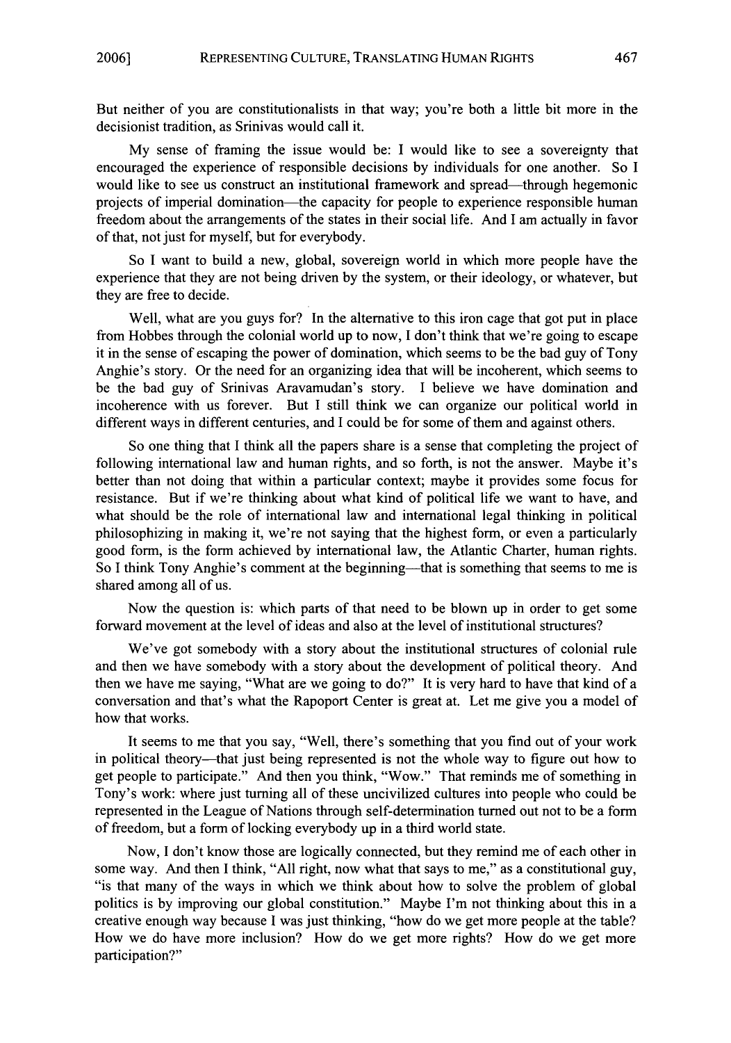But neither of you are constitutionalists in that way; you're both a little bit more in the decisionist tradition, as Srinivas would call it.

My sense of framing the issue would be: I would like to see a sovereignty that encouraged the experience of responsible decisions by individuals for one another. So I would like to see us construct an institutional framework and spread—through hegemonic projects of imperial domination—the capacity for people to experience responsible human freedom about the arrangements of the states in their social life. And I am actually in favor of that, not just for myself, but for everybody.

So I want to build a new, global, sovereign world in which more people have the experience that they are not being driven by the system, or their ideology, or whatever, but they are free to decide.

Well, what are you guys for? In the alternative to this iron cage that got put in place from Hobbes through the colonial world up to now, I don't think that we're going to escape it in the sense of escaping the power of domination, which seems to be the bad guy of Tony Anghie's story. Or the need for an organizing idea that will be incoherent, which seems to be the bad guy of Srinivas Aravamudan's story. I believe we have domination and incoherence with us forever. But I still think we can organize our political world in different ways in different centuries, and I could be for some of them and against others.

So one thing that I think all the papers share is a sense that completing the project of following international law and human rights, and so forth, is not the answer. Maybe it's better than not doing that within a particular context; maybe it provides some focus for resistance. But if we're thinking about what kind of political life we want to have, and what should be the role of international law and international legal thinking in political philosophizing in making it, we're not saying that the highest form, or even a particularly good form, is the form achieved by international law, the Atlantic Charter, human rights. So I think Tony Anghie's comment at the beginning—that is something that seems to me is shared among all of us.

Now the question is: which parts of that need to be blown up in order to get some forward movement at the level of ideas and also at the level of institutional structures?

We've got somebody with a story about the institutional structures of colonial rule and then we have somebody with a story about the development of political theory. And then we have me saying, "What are we going to do?" It is very hard to have that kind of a conversation and that's what the Rapoport Center is great at. Let me give you a model of how that works.

It seems to me that you say, "Well, there's something that you find out of your work in political theory—that just being represented is not the whole way to figure out how to get people to participate." And then you think, "Wow." That reminds me of something in Tony's work: where just turning all of these uncivilized cultures into people who could be represented in the League of Nations through self-determination turned out not to be a form of freedom, but a form of locking everybody up in a third world state.

Now, I don't know those are logically connected, but they remind me of each other in some way. And then I think, "All right, now what that says to me," as a constitutional guy, "is that many of the ways in which we think about how to solve the problem of global politics is by improving our global constitution." Maybe I'm not thinking about this in a creative enough way because I was just thinking, "how do we get more people at the table? How we do have more inclusion? How do we get more rights? How do we get more participation?"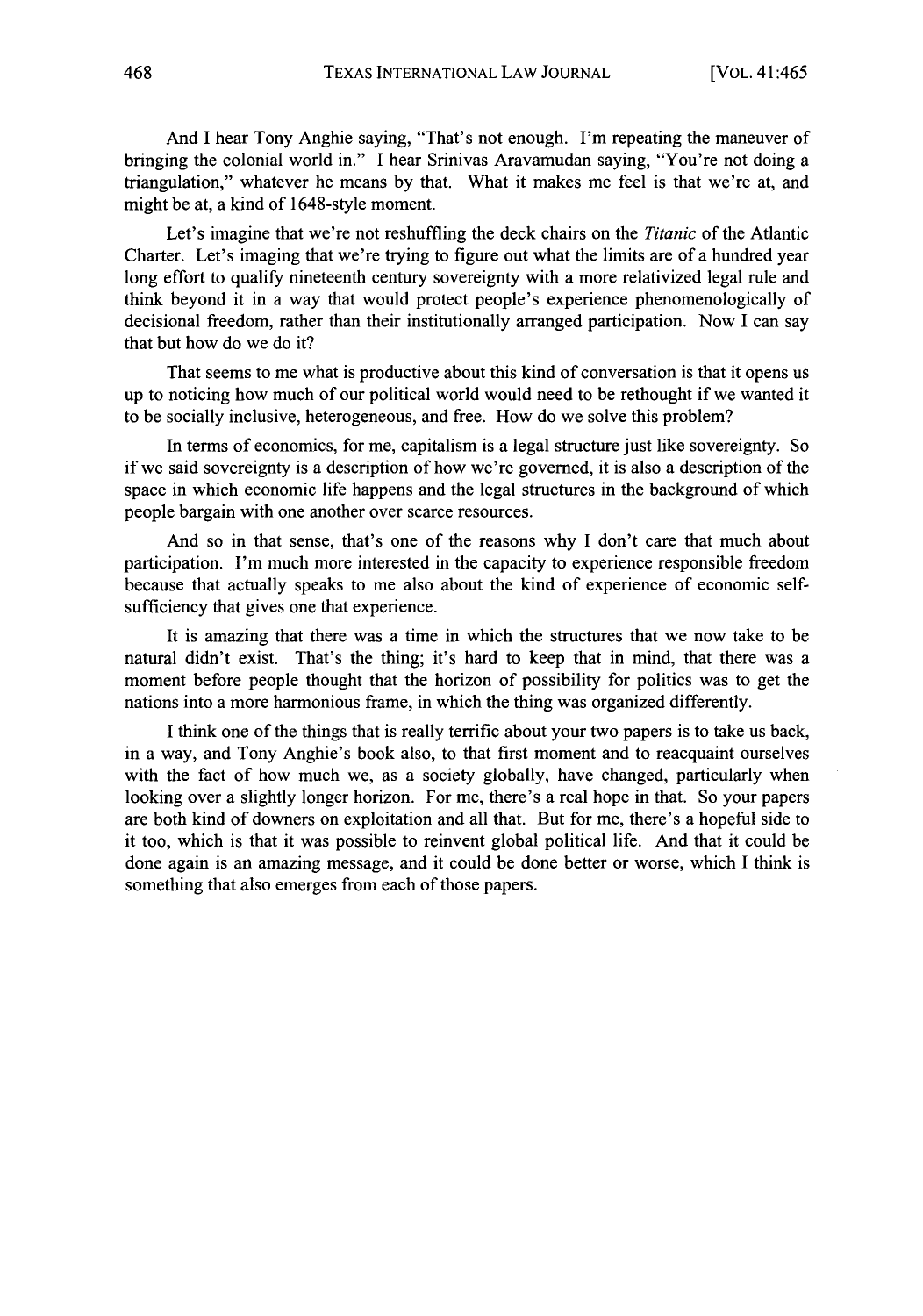And I hear Tony Anghie saying, "That's not enough. I'm repeating the maneuver of bringing the colonial world in." I hear Srinivas Aravamudan saying, "You're not doing a triangulation," whatever he means by that. What it makes me feel is that we're at, and might be at, a kind of 1648-style moment.

Let's imagine that we're not reshuffling the deck chairs on the *Titanic* of the Atlantic Charter. Let's imaging that we're trying to figure out what the limits are of a hundred year long effort to qualify nineteenth century sovereignty with a more relativized legal rule and think beyond it in a way that would protect people's experience phenomenologically of decisional freedom, rather than their institutionally arranged participation. Now I can say that but how do we do it?

That seems to me what is productive about this kind of conversation is that it opens us up to noticing how much of our political world would need to be rethought if we wanted it to be socially inclusive, heterogeneous, and free. How do we solve this problem?

In terms of economics, for me, capitalism is a legal structure just like sovereignty. So if we said sovereignty is a description of how we're governed, it is also a description of the space in which economic life happens and the legal structures in the background of which people bargain with one another over scarce resources.

And so in that sense, that's one of the reasons why I don't care that much about participation. I'm much more interested in the capacity to experience responsible freedom because that actually speaks to me also about the kind of experience of economic self-sufficiency that gives one that experience.

It is amazing that there was a time in which the structures that we now take to be natural didn't exist. That's the thing; it's hard to keep that in mind, that there was a moment before people thought that the horizon of possibility for politics was to get the nations into a more harmonious frame, in which the thing was organized differently.

I think one of the things that is really terrific about your two papers is to take us back, in a way, and Tony Anghie's book also, to that first moment and to reacquaint ourselves with the fact of how much we, as a society globally, have changed, particularly when looking over a slightly longer horizon. For me, there's a real hope in that. So your papers are both kind of downers on exploitation and all that. But for me, there's a hopeful side to it too, which is that it was possible to reinvent global political life. And that it could be done again is an amazing message, and it could be done better or worse, which I think is something that also emerges from each of those papers.